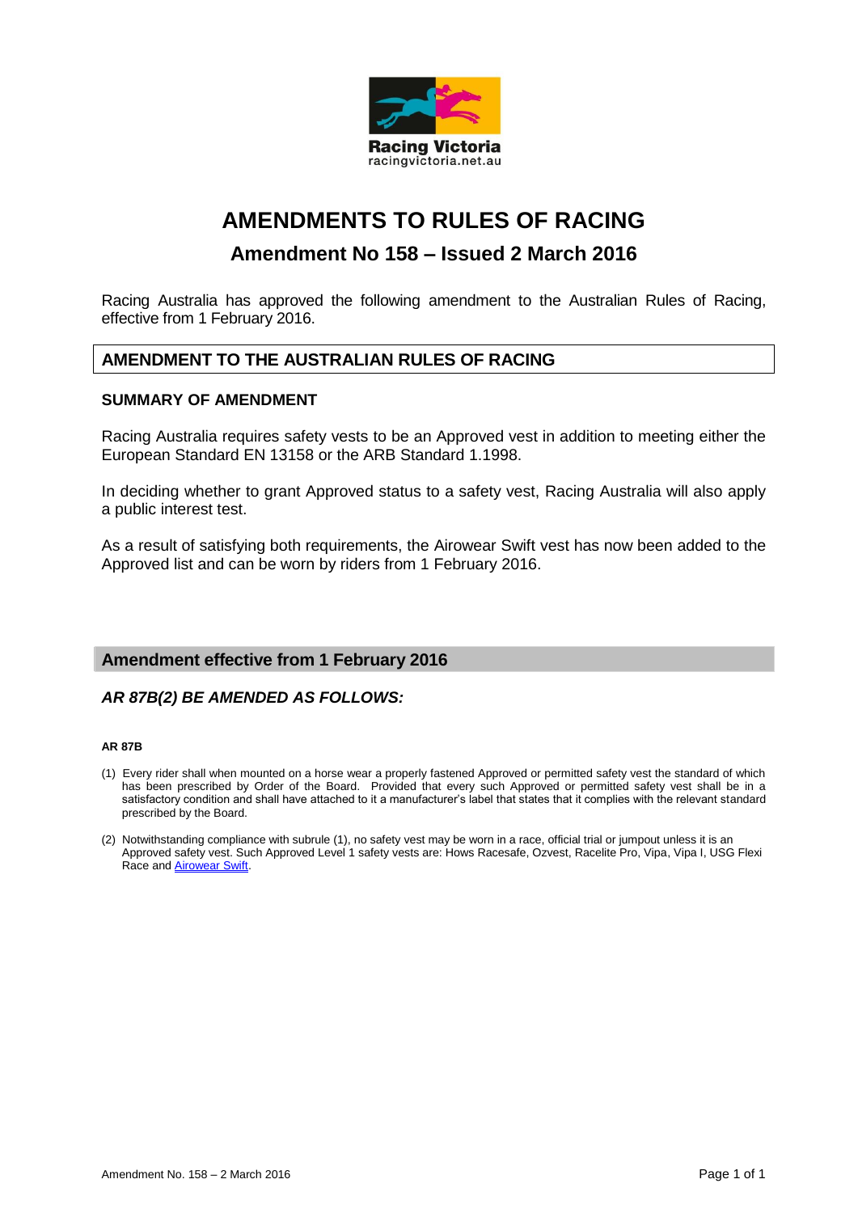Racing Victoria
racingvictoria.net.au

# AMENDMENTS TO RULES OF RACING

## Amendment No 158 – Issued 2 March 2016

Racing Australia has approved the following amendment to the Australian Rules of Racing, effective from 1 February 2016.

## AMENDMENT TO THE AUSTRALIAN RULES OF RACING

### SUMMARY OF AMENDMENT

Racing Australia requires safety vests to be an Approved vest in addition to meeting either the European Standard EN 13158 or the ARB Standard 1.1998.

In deciding whether to grant Approved status to a safety vest, Racing Australia will also apply a public interest test.

As a result of satisfying both requirements, the Airowear Swift vest has now been added to the Approved list and can be worn by riders from 1 February 2016.

## Amendment effective from 1 February 2016

### *AR 87B(2) BE AMENDED AS FOLLOWS:*

**AR 87B**

(1) Every rider shall when mounted on a horse wear a properly fastened Approved or permitted safety vest the standard of which has been prescribed by Order of the Board. Provided that every such Approved or permitted safety vest shall be in a satisfactory condition and shall have attached to it a manufacturer's label that states that it complies with the relevant standard prescribed by the Board.

(2) Notwithstanding compliance with subrule (1), no safety vest may be worn in a race, official trial or jumpout unless it is an Approved safety vest. Such Approved Level 1 safety vests are: Hows Racesafe, Ozvest, Racelite Pro, Vipa, Vipa I, USG Flexi Race and Airowear Swift.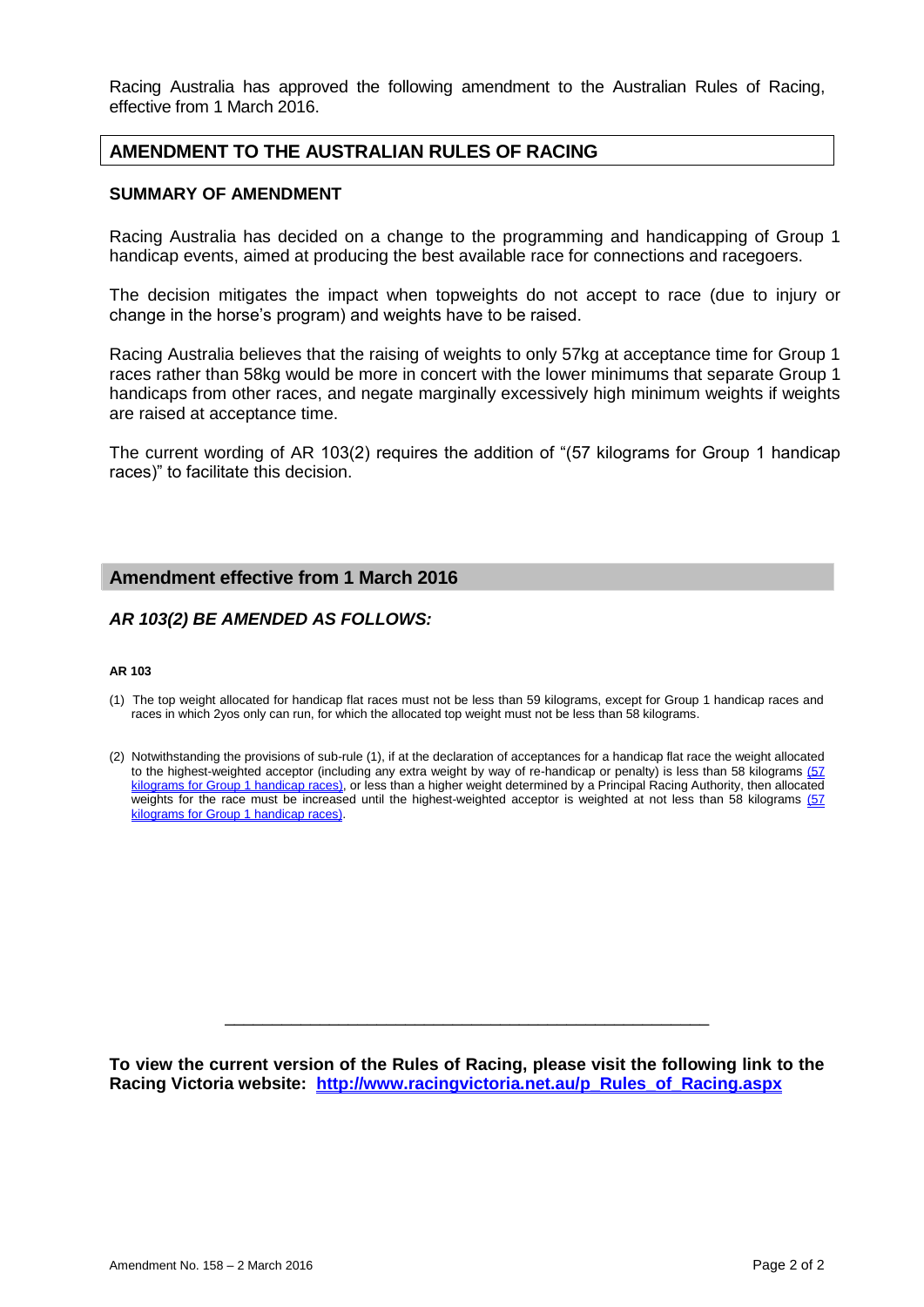Racing Australia has approved the following amendment to the Australian Rules of Racing, effective from 1 March 2016.

## AMENDMENT TO THE AUSTRALIAN RULES OF RACING

### SUMMARY OF AMENDMENT

Racing Australia has decided on a change to the programming and handicapping of Group 1 handicap events, aimed at producing the best available race for connections and racegoers.

The decision mitigates the impact when topweights do not accept to race (due to injury or change in the horse's program) and weights have to be raised.

Racing Australia believes that the raising of weights to only 57kg at acceptance time for Group 1 races rather than 58kg would be more in concert with the lower minimums that separate Group 1 handicaps from other races, and negate marginally excessively high minimum weights if weights are raised at acceptance time.

The current wording of AR 103(2) requires the addition of "(57 kilograms for Group 1 handicap races)" to facilitate this decision.

## Amendment effective from 1 March 2016

### *AR 103(2) BE AMENDED AS FOLLOWS:*

**AR 103**

(1) The top weight allocated for handicap flat races must not be less than 59 kilograms, except for Group 1 handicap races and races in which 2yos only can run, for which the allocated top weight must not be less than 58 kilograms.

(2) Notwithstanding the provisions of sub-rule (1), if at the declaration of acceptances for a handicap flat race the weight allocated to the highest-weighted acceptor (including any extra weight by way of re-handicap or penalty) is less than 58 kilograms (57 kilograms for Group 1 handicap races), or less than a higher weight determined by a Principal Racing Authority, then allocated weights for the race must be increased until the highest-weighted acceptor is weighted at not less than 58 kilograms (57 kilograms for Group 1 handicap races).

---

**To view the current version of the Rules of Racing, please visit the following link to the Racing Victoria website: http://www.racingvictoria.net.au/p_Rules_of_Racing.aspx**

Amendment No. 158 – 2 March 2016